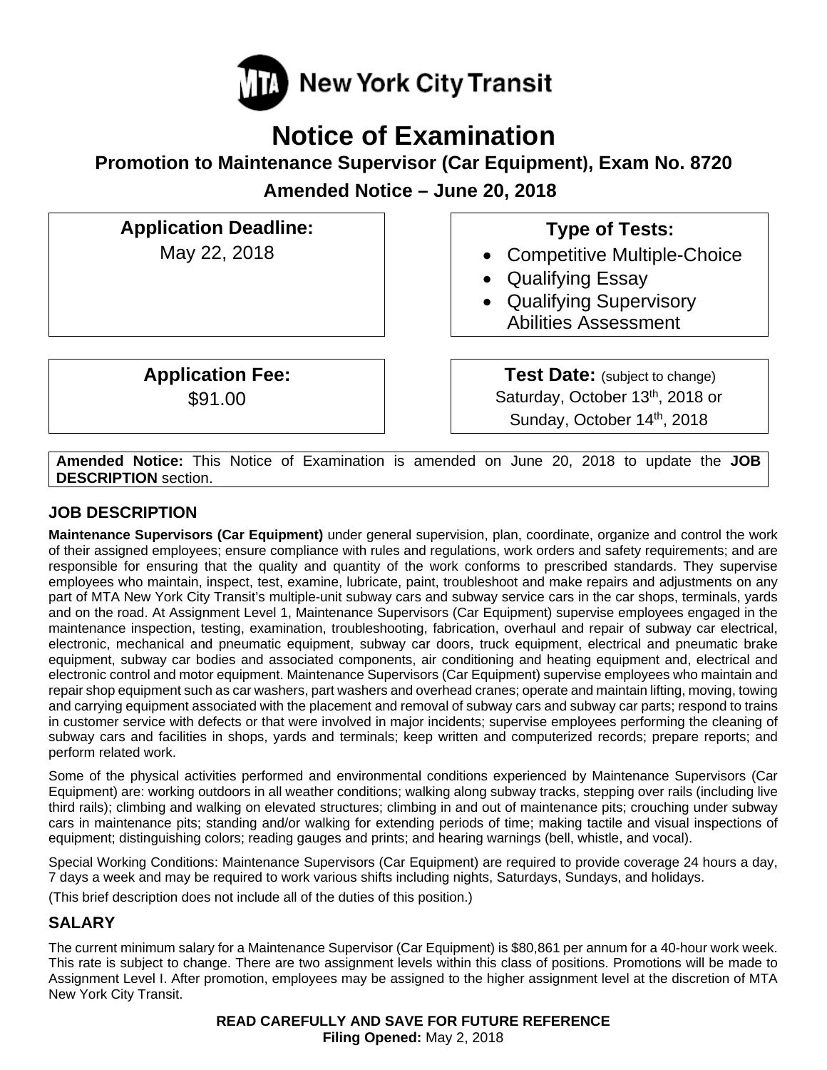MTA New York City Transit

# Notice of Examination

## Promotion to Maintenance Supervisor (Car Equipment), Exam No. 8720

### Amended Notice – June 20, 2018

**Application Deadline:**
May 22, 2018

**Type of Tests:**

- Competitive Multiple-Choice
- Qualifying Essay
- Qualifying Supervisory Abilities Assessment

**Application Fee:**
$91.00

**Test Date:** (subject to change)
Saturday, October 13th, 2018 or
Sunday, October 14th, 2018

**Amended Notice:** This Notice of Examination is amended on June 20, 2018 to update the **JOB DESCRIPTION** section.

## JOB DESCRIPTION

**Maintenance Supervisors (Car Equipment)** under general supervision, plan, coordinate, organize and control the work of their assigned employees; ensure compliance with rules and regulations, work orders and safety requirements; and are responsible for ensuring that the quality and quantity of the work conforms to prescribed standards. They supervise employees who maintain, inspect, test, examine, lubricate, paint, troubleshoot and make repairs and adjustments on any part of MTA New York City Transit's multiple-unit subway cars and subway service cars in the car shops, terminals, yards and on the road. At Assignment Level 1, Maintenance Supervisors (Car Equipment) supervise employees engaged in the maintenance inspection, testing, examination, troubleshooting, fabrication, overhaul and repair of subway car electrical, electronic, mechanical and pneumatic equipment, subway car doors, truck equipment, electrical and pneumatic brake equipment, subway car bodies and associated components, air conditioning and heating equipment and, electrical and electronic control and motor equipment. Maintenance Supervisors (Car Equipment) supervise employees who maintain and repair shop equipment such as car washers, part washers and overhead cranes; operate and maintain lifting, moving, towing and carrying equipment associated with the placement and removal of subway cars and subway car parts; respond to trains in customer service with defects or that were involved in major incidents; supervise employees performing the cleaning of subway cars and facilities in shops, yards and terminals; keep written and computerized records; prepare reports; and perform related work.

Some of the physical activities performed and environmental conditions experienced by Maintenance Supervisors (Car Equipment) are: working outdoors in all weather conditions; walking along subway tracks, stepping over rails (including live third rails); climbing and walking on elevated structures; climbing in and out of maintenance pits; crouching under subway cars in maintenance pits; standing and/or walking for extending periods of time; making tactile and visual inspections of equipment; distinguishing colors; reading gauges and prints; and hearing warnings (bell, whistle, and vocal).

Special Working Conditions: Maintenance Supervisors (Car Equipment) are required to provide coverage 24 hours a day, 7 days a week and may be required to work various shifts including nights, Saturdays, Sundays, and holidays.

(This brief description does not include all of the duties of this position.)

## SALARY

The current minimum salary for a Maintenance Supervisor (Car Equipment) is $80,861 per annum for a 40-hour work week. This rate is subject to change. There are two assignment levels within this class of positions. Promotions will be made to Assignment Level I. After promotion, employees may be assigned to the higher assignment level at the discretion of MTA New York City Transit.

**READ CAREFULLY AND SAVE FOR FUTURE REFERENCE**
**Filing Opened:** May 2, 2018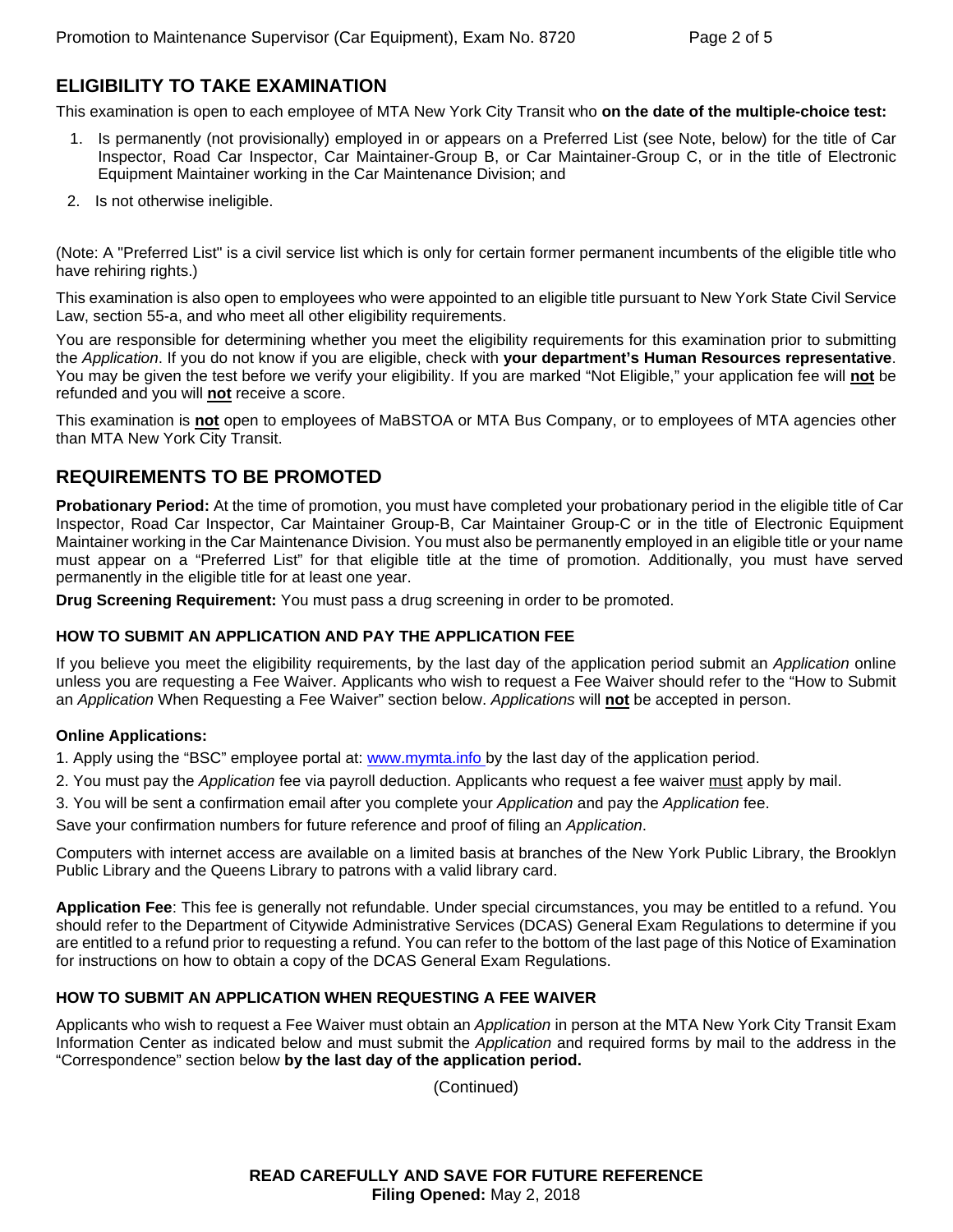## ELIGIBILITY TO TAKE EXAMINATION

This examination is open to each employee of MTA New York City Transit who **on the date of the multiple-choice test:**

1. Is permanently (not provisionally) employed in or appears on a Preferred List (see Note, below) for the title of Car Inspector, Road Car Inspector, Car Maintainer-Group B, or Car Maintainer-Group C, or in the title of Electronic Equipment Maintainer working in the Car Maintenance Division; and
2. Is not otherwise ineligible.

(Note: A "Preferred List" is a civil service list which is only for certain former permanent incumbents of the eligible title who have rehiring rights.)

This examination is also open to employees who were appointed to an eligible title pursuant to New York State Civil Service Law, section 55-a, and who meet all other eligibility requirements.

You are responsible for determining whether you meet the eligibility requirements for this examination prior to submitting the *Application*. If you do not know if you are eligible, check with **your department's Human Resources representative**. You may be given the test before we verify your eligibility. If you are marked "Not Eligible," your application fee will **not** be refunded and you will **not** receive a score.

This examination is **not** open to employees of MaBSTOA or MTA Bus Company, or to employees of MTA agencies other than MTA New York City Transit.

## REQUIREMENTS TO BE PROMOTED

**Probationary Period:** At the time of promotion, you must have completed your probationary period in the eligible title of Car Inspector, Road Car Inspector, Car Maintainer Group-B, Car Maintainer Group-C or in the title of Electronic Equipment Maintainer working in the Car Maintenance Division. You must also be permanently employed in an eligible title or your name must appear on a "Preferred List" for that eligible title at the time of promotion. Additionally, you must have served permanently in the eligible title for at least one year.

**Drug Screening Requirement:** You must pass a drug screening in order to be promoted.

### HOW TO SUBMIT AN APPLICATION AND PAY THE APPLICATION FEE

If you believe you meet the eligibility requirements, by the last day of the application period submit an *Application* online unless you are requesting a Fee Waiver. Applicants who wish to request a Fee Waiver should refer to the "How to Submit an *Application* When Requesting a Fee Waiver" section below. *Applications* will **not** be accepted in person.

**Online Applications:**

1. Apply using the "BSC" employee portal at: www.mymta.info by the last day of the application period.
2. You must pay the *Application* fee via payroll deduction. Applicants who request a fee waiver must apply by mail.
3. You will be sent a confirmation email after you complete your *Application* and pay the *Application* fee.

Save your confirmation numbers for future reference and proof of filing an *Application*.

Computers with internet access are available on a limited basis at branches of the New York Public Library, the Brooklyn Public Library and the Queens Library to patrons with a valid library card.

**Application Fee**: This fee is generally not refundable. Under special circumstances, you may be entitled to a refund. You should refer to the Department of Citywide Administrative Services (DCAS) General Exam Regulations to determine if you are entitled to a refund prior to requesting a refund. You can refer to the bottom of the last page of this Notice of Examination for instructions on how to obtain a copy of the DCAS General Exam Regulations.

### HOW TO SUBMIT AN APPLICATION WHEN REQUESTING A FEE WAIVER

Applicants who wish to request a Fee Waiver must obtain an *Application* in person at the MTA New York City Transit Exam Information Center as indicated below and must submit the *Application* and required forms by mail to the address in the "Correspondence" section below **by the last day of the application period.**

(Continued)

**READ CAREFULLY AND SAVE FOR FUTURE REFERENCE**
**Filing Opened:** May 2, 2018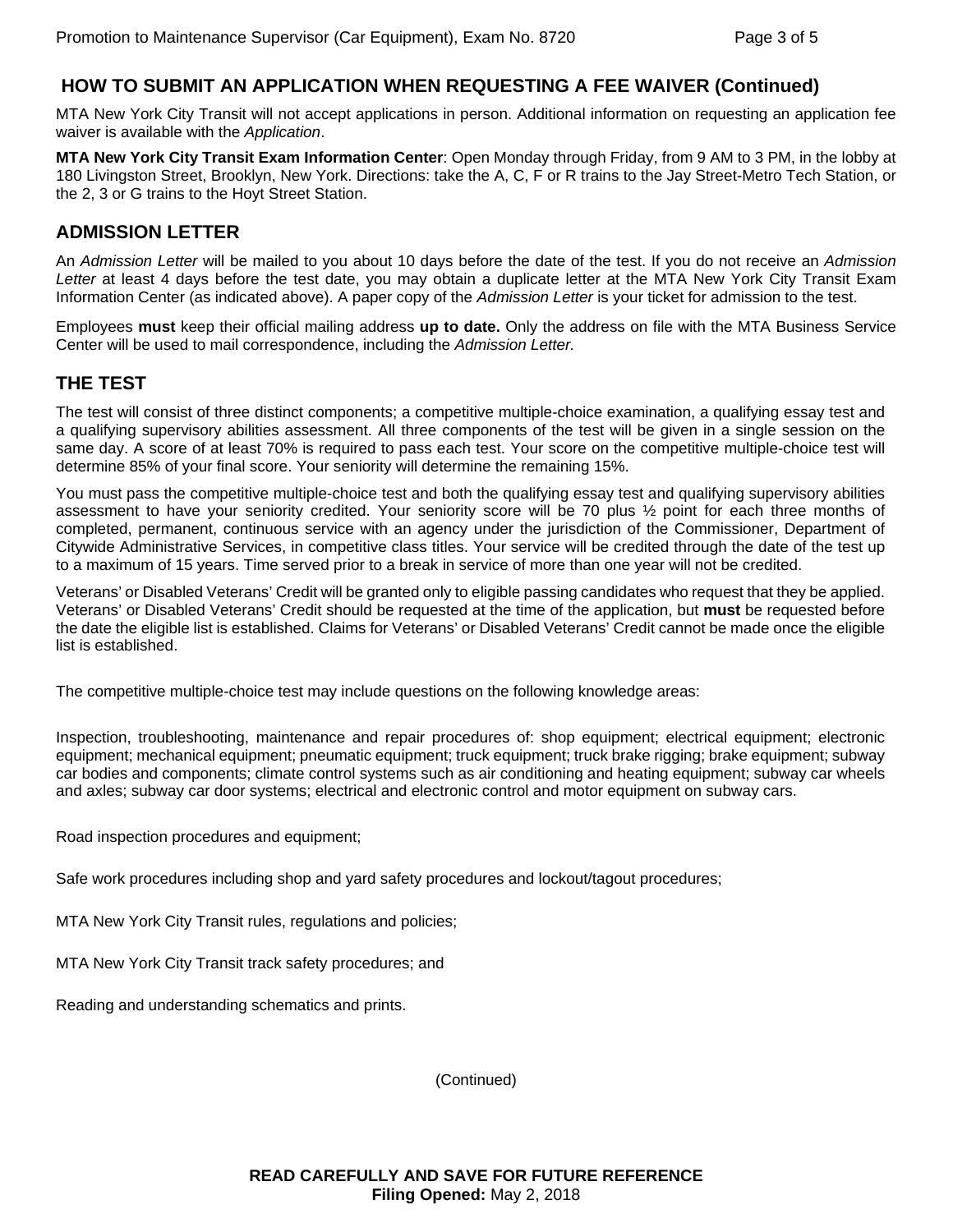## HOW TO SUBMIT AN APPLICATION WHEN REQUESTING A FEE WAIVER (Continued)

MTA New York City Transit will not accept applications in person. Additional information on requesting an application fee waiver is available with the *Application*.

**MTA New York City Transit Exam Information Center**: Open Monday through Friday, from 9 AM to 3 PM, in the lobby at 180 Livingston Street, Brooklyn, New York. Directions: take the A, C, F or R trains to the Jay Street-Metro Tech Station, or the 2, 3 or G trains to the Hoyt Street Station.

## ADMISSION LETTER

An *Admission Letter* will be mailed to you about 10 days before the date of the test. If you do not receive an *Admission Letter* at least 4 days before the test date, you may obtain a duplicate letter at the MTA New York City Transit Exam Information Center (as indicated above). A paper copy of the *Admission Letter* is your ticket for admission to the test.

Employees **must** keep their official mailing address **up to date.** Only the address on file with the MTA Business Service Center will be used to mail correspondence, including the *Admission Letter.*

## THE TEST

The test will consist of three distinct components; a competitive multiple-choice examination, a qualifying essay test and a qualifying supervisory abilities assessment. All three components of the test will be given in a single session on the same day. A score of at least 70% is required to pass each test. Your score on the competitive multiple-choice test will determine 85% of your final score. Your seniority will determine the remaining 15%.

You must pass the competitive multiple-choice test and both the qualifying essay test and qualifying supervisory abilities assessment to have your seniority credited. Your seniority score will be 70 plus ½ point for each three months of completed, permanent, continuous service with an agency under the jurisdiction of the Commissioner, Department of Citywide Administrative Services, in competitive class titles. Your service will be credited through the date of the test up to a maximum of 15 years. Time served prior to a break in service of more than one year will not be credited.

Veterans' or Disabled Veterans' Credit will be granted only to eligible passing candidates who request that they be applied. Veterans' or Disabled Veterans' Credit should be requested at the time of the application, but **must** be requested before the date the eligible list is established. Claims for Veterans' or Disabled Veterans' Credit cannot be made once the eligible list is established.

The competitive multiple-choice test may include questions on the following knowledge areas:

Inspection, troubleshooting, maintenance and repair procedures of: shop equipment; electrical equipment; electronic equipment; mechanical equipment; pneumatic equipment; truck equipment; truck brake rigging; brake equipment; subway car bodies and components; climate control systems such as air conditioning and heating equipment; subway car wheels and axles; subway car door systems; electrical and electronic control and motor equipment on subway cars.

Road inspection procedures and equipment;

Safe work procedures including shop and yard safety procedures and lockout/tagout procedures;

MTA New York City Transit rules, regulations and policies;

MTA New York City Transit track safety procedures; and

Reading and understanding schematics and prints.

(Continued)

**READ CAREFULLY AND SAVE FOR FUTURE REFERENCE**
**Filing Opened:** May 2, 2018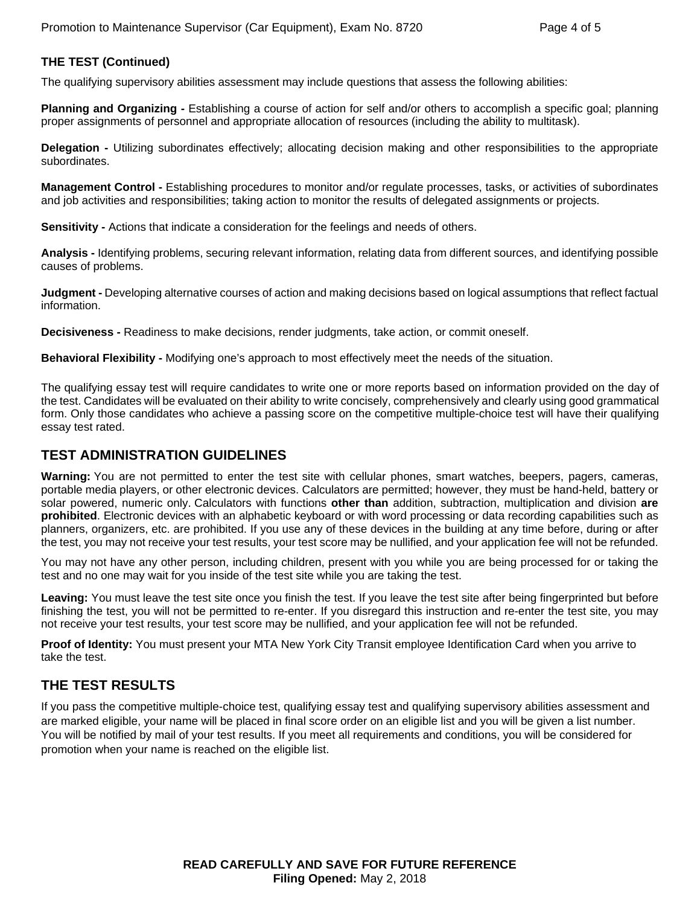**THE TEST (Continued)**

The qualifying supervisory abilities assessment may include questions that assess the following abilities:

**Planning and Organizing -** Establishing a course of action for self and/or others to accomplish a specific goal; planning proper assignments of personnel and appropriate allocation of resources (including the ability to multitask).

**Delegation -** Utilizing subordinates effectively; allocating decision making and other responsibilities to the appropriate subordinates.

**Management Control -** Establishing procedures to monitor and/or regulate processes, tasks, or activities of subordinates and job activities and responsibilities; taking action to monitor the results of delegated assignments or projects.

**Sensitivity -** Actions that indicate a consideration for the feelings and needs of others.

**Analysis -** Identifying problems, securing relevant information, relating data from different sources, and identifying possible causes of problems.

**Judgment -** Developing alternative courses of action and making decisions based on logical assumptions that reflect factual information.

**Decisiveness -** Readiness to make decisions, render judgments, take action, or commit oneself.

**Behavioral Flexibility -** Modifying one's approach to most effectively meet the needs of the situation.

The qualifying essay test will require candidates to write one or more reports based on information provided on the day of the test. Candidates will be evaluated on their ability to write concisely, comprehensively and clearly using good grammatical form. Only those candidates who achieve a passing score on the competitive multiple-choice test will have their qualifying essay test rated.

## TEST ADMINISTRATION GUIDELINES

**Warning:** You are not permitted to enter the test site with cellular phones, smart watches, beepers, pagers, cameras, portable media players, or other electronic devices. Calculators are permitted; however, they must be hand-held, battery or solar powered, numeric only. Calculators with functions **other than** addition, subtraction, multiplication and division **are prohibited**. Electronic devices with an alphabetic keyboard or with word processing or data recording capabilities such as planners, organizers, etc. are prohibited. If you use any of these devices in the building at any time before, during or after the test, you may not receive your test results, your test score may be nullified, and your application fee will not be refunded.

You may not have any other person, including children, present with you while you are being processed for or taking the test and no one may wait for you inside of the test site while you are taking the test.

**Leaving:** You must leave the test site once you finish the test. If you leave the test site after being fingerprinted but before finishing the test, you will not be permitted to re-enter. If you disregard this instruction and re-enter the test site, you may not receive your test results, your test score may be nullified, and your application fee will not be refunded.

**Proof of Identity:** You must present your MTA New York City Transit employee Identification Card when you arrive to take the test.

## THE TEST RESULTS

If you pass the competitive multiple-choice test, qualifying essay test and qualifying supervisory abilities assessment and are marked eligible, your name will be placed in final score order on an eligible list and you will be given a list number. You will be notified by mail of your test results. If you meet all requirements and conditions, you will be considered for promotion when your name is reached on the eligible list.

**READ CAREFULLY AND SAVE FOR FUTURE REFERENCE**
**Filing Opened:** May 2, 2018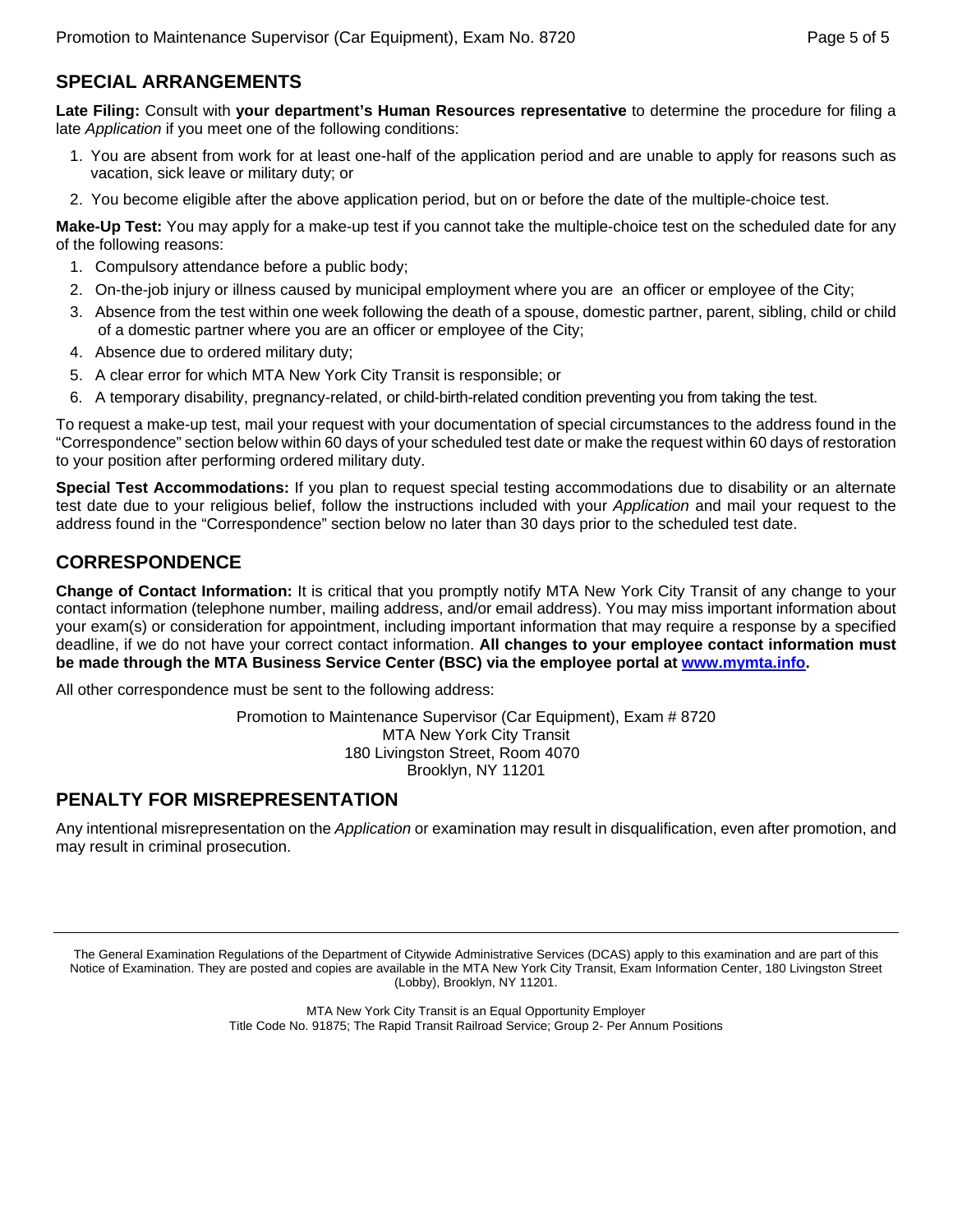## SPECIAL ARRANGEMENTS

**Late Filing:** Consult with **your department's Human Resources representative** to determine the procedure for filing a late *Application* if you meet one of the following conditions:

1. You are absent from work for at least one-half of the application period and are unable to apply for reasons such as vacation, sick leave or military duty; or
2. You become eligible after the above application period, but on or before the date of the multiple-choice test.

**Make-Up Test:** You may apply for a make-up test if you cannot take the multiple-choice test on the scheduled date for any of the following reasons:

1. Compulsory attendance before a public body;
2. On-the-job injury or illness caused by municipal employment where you are an officer or employee of the City;
3. Absence from the test within one week following the death of a spouse, domestic partner, parent, sibling, child or child of a domestic partner where you are an officer or employee of the City;
4. Absence due to ordered military duty;
5. A clear error for which MTA New York City Transit is responsible; or
6. A temporary disability, pregnancy-related, or child-birth-related condition preventing you from taking the test.

To request a make-up test, mail your request with your documentation of special circumstances to the address found in the "Correspondence" section below within 60 days of your scheduled test date or make the request within 60 days of restoration to your position after performing ordered military duty.

**Special Test Accommodations:** If you plan to request special testing accommodations due to disability or an alternate test date due to your religious belief, follow the instructions included with your *Application* and mail your request to the address found in the "Correspondence" section below no later than 30 days prior to the scheduled test date.

## CORRESPONDENCE

**Change of Contact Information:** It is critical that you promptly notify MTA New York City Transit of any change to your contact information (telephone number, mailing address, and/or email address). You may miss important information about your exam(s) or consideration for appointment, including important information that may require a response by a specified deadline, if we do not have your correct contact information. **All changes to your employee contact information must be made through the MTA Business Service Center (BSC) via the employee portal at www.mymta.info.**

All other correspondence must be sent to the following address:

Promotion to Maintenance Supervisor (Car Equipment), Exam # 8720
MTA New York City Transit
180 Livingston Street, Room 4070
Brooklyn, NY 11201

## PENALTY FOR MISREPRESENTATION

Any intentional misrepresentation on the *Application* or examination may result in disqualification, even after promotion, and may result in criminal prosecution.

---

The General Examination Regulations of the Department of Citywide Administrative Services (DCAS) apply to this examination and are part of this Notice of Examination. They are posted and copies are available in the MTA New York City Transit, Exam Information Center, 180 Livingston Street (Lobby), Brooklyn, NY 11201.

MTA New York City Transit is an Equal Opportunity Employer
Title Code No. 91875; The Rapid Transit Railroad Service; Group 2- Per Annum Positions